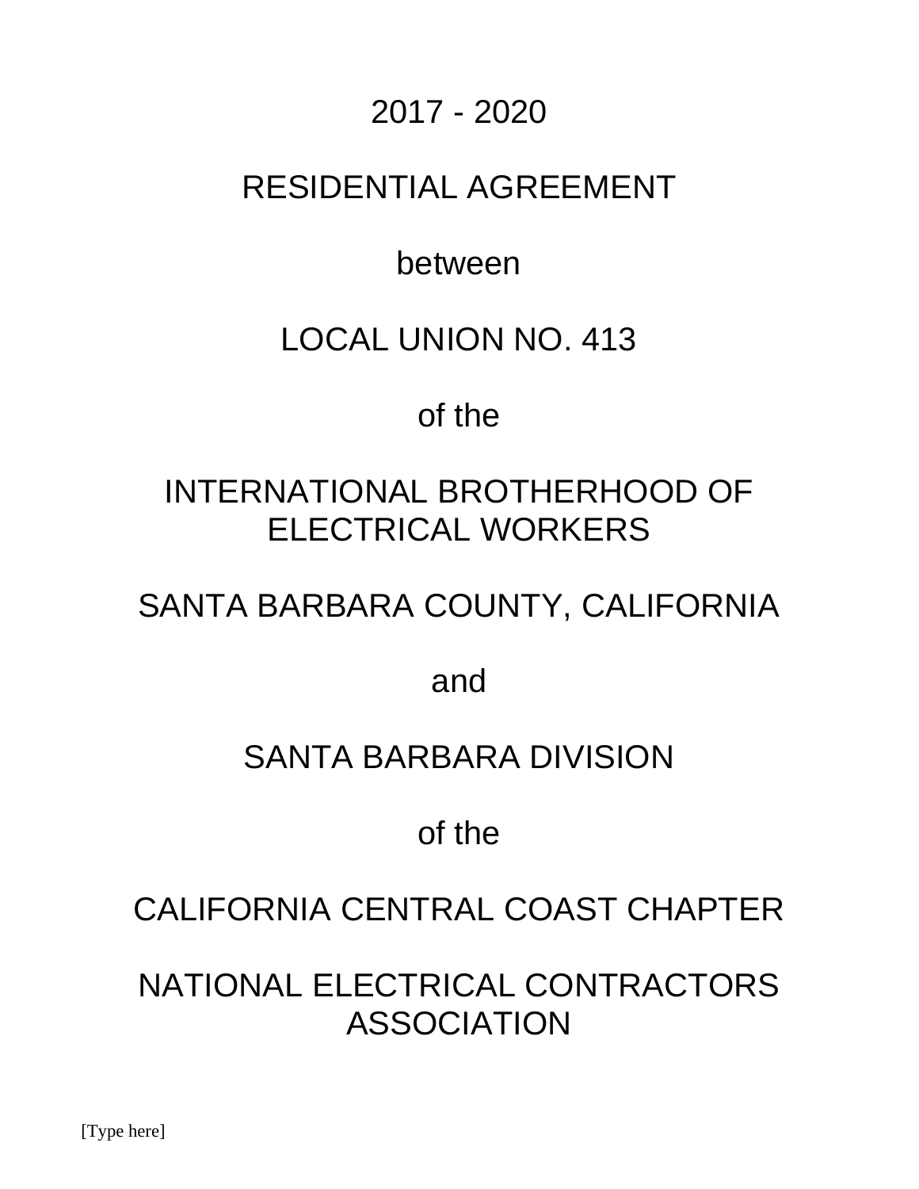# 2017 - 2020

# RESIDENTIAL AGREEMENT

between

# LOCAL UNION NO. 413

of the

# INTERNATIONAL BROTHERHOOD OF ELECTRICAL WORKERS

# SANTA BARBARA COUNTY, CALIFORNIA

and

# SANTA BARBARA DIVISION

of the

# CALIFORNIA CENTRAL COAST CHAPTER

# NATIONAL ELECTRICAL CONTRACTORS ASSOCIATION

[Type here]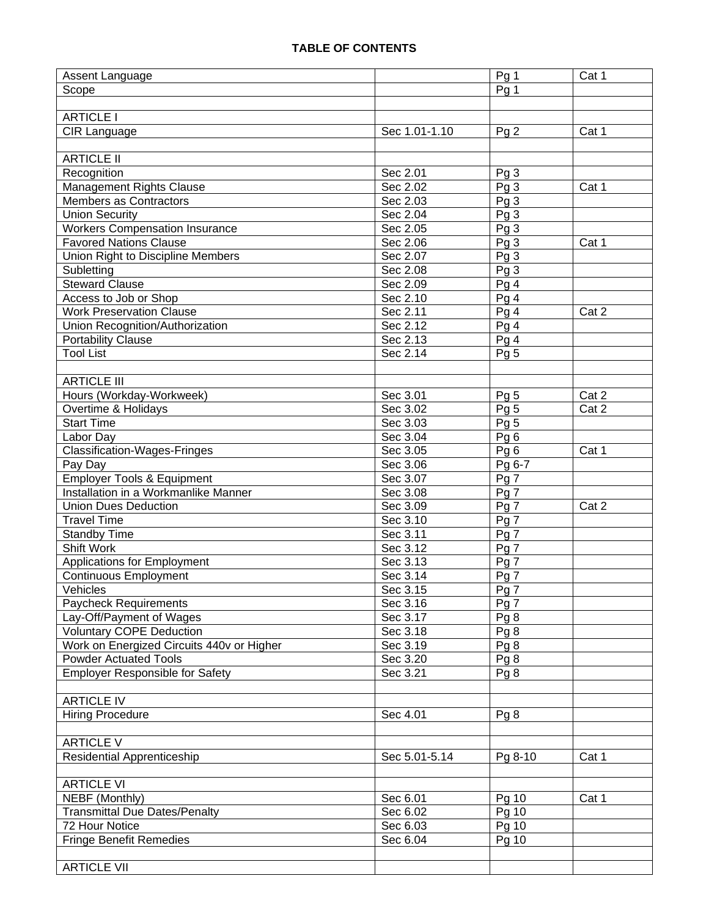**TABLE OF CONTENTS**

| | | | |
|---|---|---|---|
| Assent Language | | Pg 1 | Cat 1 |
| Scope | | Pg 1 | |
| | | | |
| ARTICLE I | | | |
| CIR Language | Sec 1.01-1.10 | Pg 2 | Cat 1 |
| | | | |
| ARTICLE II | | | |
| Recognition | Sec 2.01 | Pg 3 | |
| Management Rights Clause | Sec 2.02 | Pg 3 | Cat 1 |
| Members as Contractors | Sec 2.03 | Pg 3 | |
| Union Security | Sec 2.04 | Pg 3 | |
| Workers Compensation Insurance | Sec 2.05 | Pg 3 | |
| Favored Nations Clause | Sec 2.06 | Pg 3 | Cat 1 |
| Union Right to Discipline Members | Sec 2.07 | Pg 3 | |
| Subletting | Sec 2.08 | Pg 3 | |
| Steward Clause | Sec 2.09 | Pg 4 | |
| Access to Job or Shop | Sec 2.10 | Pg 4 | |
| Work Preservation Clause | Sec 2.11 | Pg 4 | Cat 2 |
| Union Recognition/Authorization | Sec 2.12 | Pg 4 | |
| Portability Clause | Sec 2.13 | Pg 4 | |
| Tool List | Sec 2.14 | Pg 5 | |
| | | | |
| ARTICLE III | | | |
| Hours (Workday-Workweek) | Sec 3.01 | Pg 5 | Cat 2 |
| Overtime & Holidays | Sec 3.02 | Pg 5 | Cat 2 |
| Start Time | Sec 3.03 | Pg 5 | |
| Labor Day | Sec 3.04 | Pg 6 | |
| Classification-Wages-Fringes | Sec 3.05 | Pg 6 | Cat 1 |
| Pay Day | Sec 3.06 | Pg 6-7 | |
| Employer Tools & Equipment | Sec 3.07 | Pg 7 | |
| Installation in a Workmanlike Manner | Sec 3.08 | Pg 7 | |
| Union Dues Deduction | Sec 3.09 | Pg 7 | Cat 2 |
| Travel Time | Sec 3.10 | Pg 7 | |
| Standby Time | Sec 3.11 | Pg 7 | |
| Shift Work | Sec 3.12 | Pg 7 | |
| Applications for Employment | Sec 3.13 | Pg 7 | |
| Continuous Employment | Sec 3.14 | Pg 7 | |
| Vehicles | Sec 3.15 | Pg 7 | |
| Paycheck Requirements | Sec 3.16 | Pg 7 | |
| Lay-Off/Payment of Wages | Sec 3.17 | Pg 8 | |
| Voluntary COPE Deduction | Sec 3.18 | Pg 8 | |
| Work on Energized Circuits 440v or Higher | Sec 3.19 | Pg 8 | |
| Powder Actuated Tools | Sec 3.20 | Pg 8 | |
| Employer Responsible for Safety | Sec 3.21 | Pg 8 | |
| | | | |
| ARTICLE IV | | | |
| Hiring Procedure | Sec 4.01 | Pg 8 | |
| | | | |
| ARTICLE V | | | |
| Residential Apprenticeship | Sec 5.01-5.14 | Pg 8-10 | Cat 1 |
| | | | |
| ARTICLE VI | | | |
| NEBF (Monthly) | Sec 6.01 | Pg 10 | Cat 1 |
| Transmittal Due Dates/Penalty | Sec 6.02 | Pg 10 | |
| 72 Hour Notice | Sec 6.03 | Pg 10 | |
| Fringe Benefit Remedies | Sec 6.04 | Pg 10 | |
| | | | |
| ARTICLE VII | | | |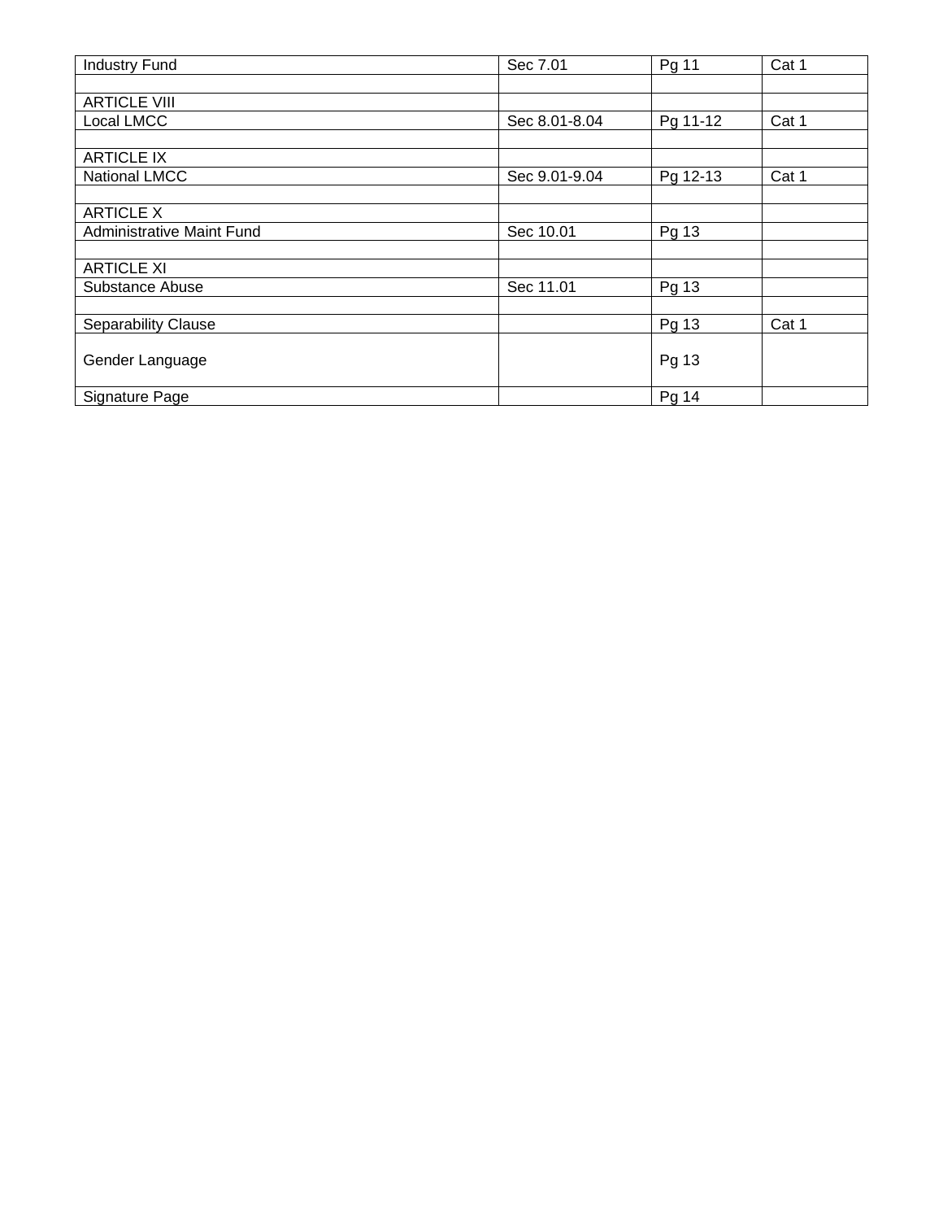| Industry Fund | Sec 7.01 | Pg 11 | Cat 1 |
|---|---|---|---|
| | | | |
| ARTICLE VIII | | | |
| Local LMCC | Sec 8.01-8.04 | Pg 11-12 | Cat 1 |
| | | | |
| ARTICLE IX | | | |
| National LMCC | Sec 9.01-9.04 | Pg 12-13 | Cat 1 |
| | | | |
| ARTICLE X | | | |
| Administrative Maint Fund | Sec 10.01 | Pg 13 | |
| | | | |
| ARTICLE XI | | | |
| Substance Abuse | Sec 11.01 | Pg 13 | |
| | | | |
| Separability Clause | | Pg 13 | Cat 1 |
| Gender Language | | Pg 13 | |
| Signature Page | | Pg 14 | |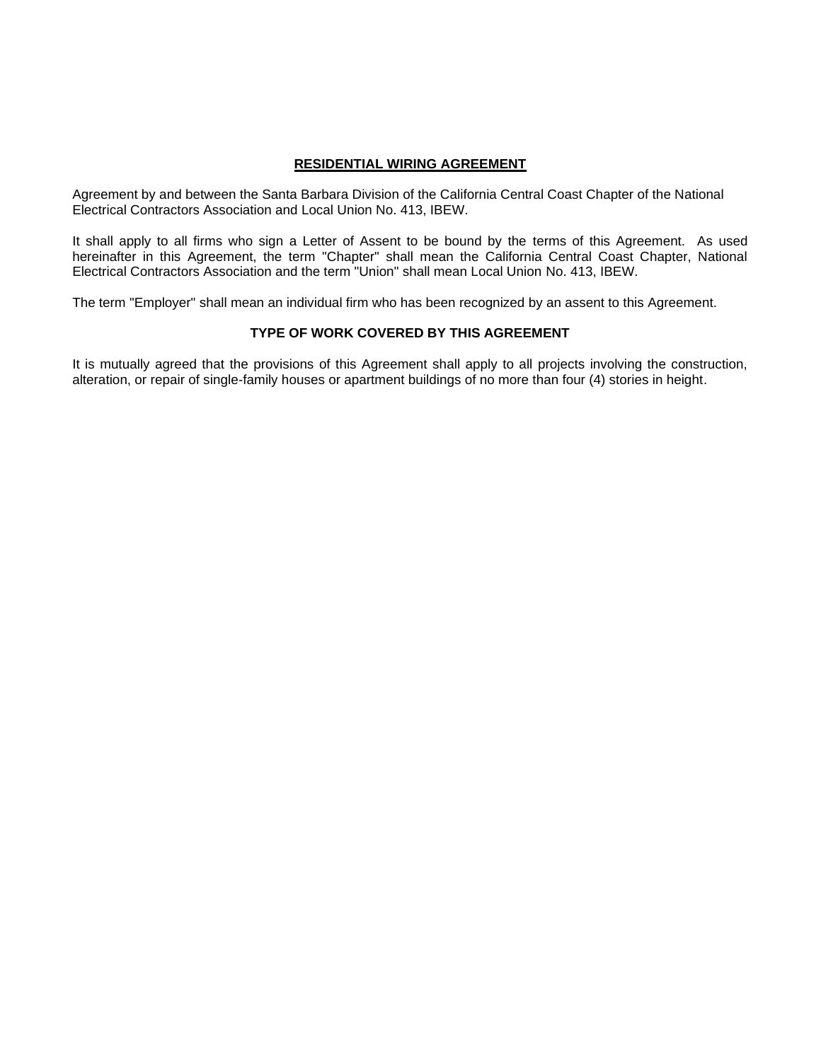## RESIDENTIAL WIRING AGREEMENT

Agreement by and between the Santa Barbara Division of the California Central Coast Chapter of the National Electrical Contractors Association and Local Union No. 413, IBEW.

It shall apply to all firms who sign a Letter of Assent to be bound by the terms of this Agreement. As used hereinafter in this Agreement, the term "Chapter" shall mean the California Central Coast Chapter, National Electrical Contractors Association and the term "Union" shall mean Local Union No. 413, IBEW.

The term "Employer" shall mean an individual firm who has been recognized by an assent to this Agreement.

### TYPE OF WORK COVERED BY THIS AGREEMENT

It is mutually agreed that the provisions of this Agreement shall apply to all projects involving the construction, alteration, or repair of single-family houses or apartment buildings of no more than four (4) stories in height.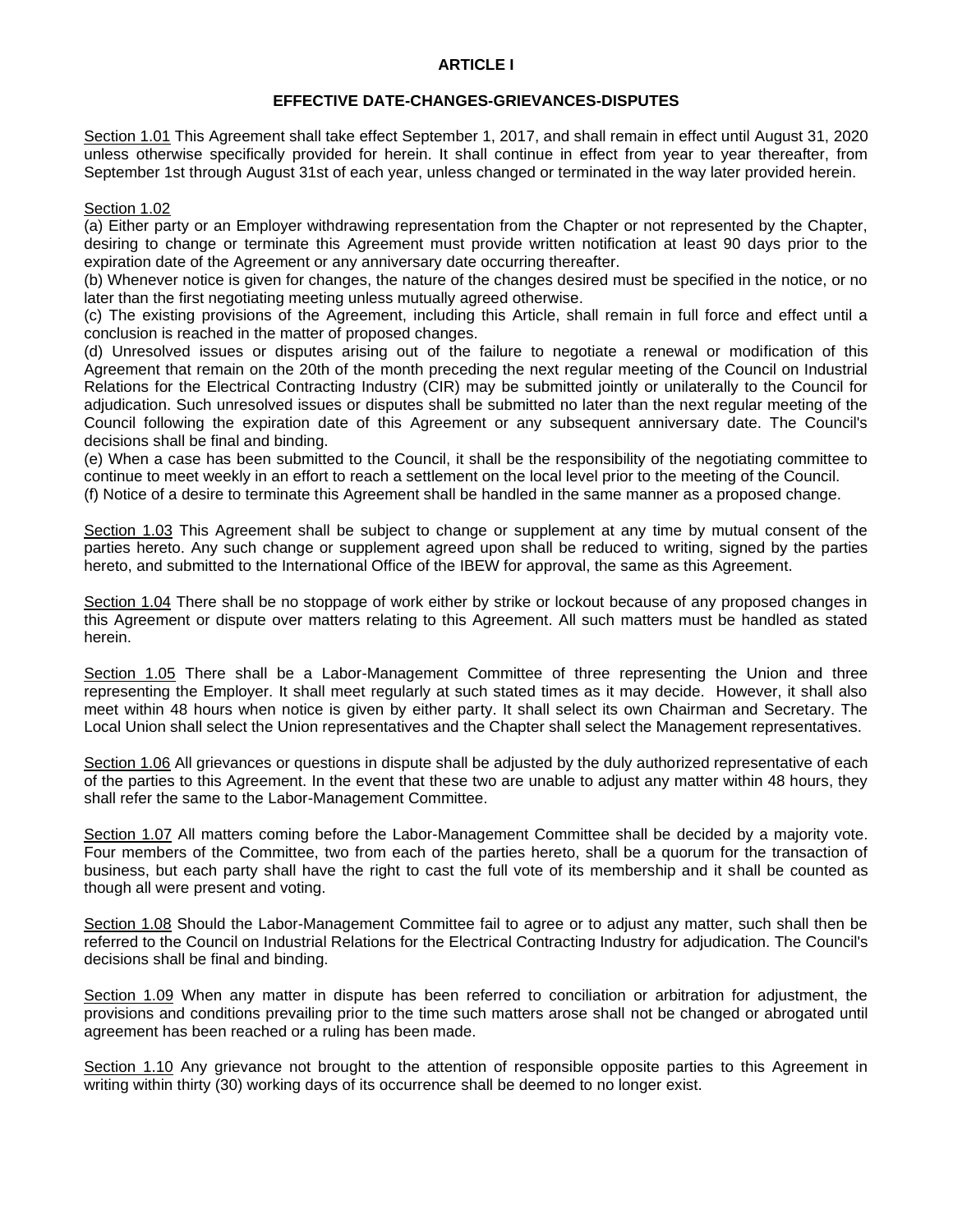# ARTICLE I

## EFFECTIVE DATE-CHANGES-GRIEVANCES-DISPUTES

Section 1.01 This Agreement shall take effect September 1, 2017, and shall remain in effect until August 31, 2020 unless otherwise specifically provided for herein. It shall continue in effect from year to year thereafter, from September 1st through August 31st of each year, unless changed or terminated in the way later provided herein.

Section 1.02

(a) Either party or an Employer withdrawing representation from the Chapter or not represented by the Chapter, desiring to change or terminate this Agreement must provide written notification at least 90 days prior to the expiration date of the Agreement or any anniversary date occurring thereafter.

(b) Whenever notice is given for changes, the nature of the changes desired must be specified in the notice, or no later than the first negotiating meeting unless mutually agreed otherwise.

(c) The existing provisions of the Agreement, including this Article, shall remain in full force and effect until a conclusion is reached in the matter of proposed changes.

(d) Unresolved issues or disputes arising out of the failure to negotiate a renewal or modification of this Agreement that remain on the 20th of the month preceding the next regular meeting of the Council on Industrial Relations for the Electrical Contracting Industry (CIR) may be submitted jointly or unilaterally to the Council for adjudication. Such unresolved issues or disputes shall be submitted no later than the next regular meeting of the Council following the expiration date of this Agreement or any subsequent anniversary date. The Council's decisions shall be final and binding.

(e) When a case has been submitted to the Council, it shall be the responsibility of the negotiating committee to continue to meet weekly in an effort to reach a settlement on the local level prior to the meeting of the Council.

(f) Notice of a desire to terminate this Agreement shall be handled in the same manner as a proposed change.

Section 1.03 This Agreement shall be subject to change or supplement at any time by mutual consent of the parties hereto. Any such change or supplement agreed upon shall be reduced to writing, signed by the parties hereto, and submitted to the International Office of the IBEW for approval, the same as this Agreement.

Section 1.04 There shall be no stoppage of work either by strike or lockout because of any proposed changes in this Agreement or dispute over matters relating to this Agreement. All such matters must be handled as stated herein.

Section 1.05 There shall be a Labor-Management Committee of three representing the Union and three representing the Employer. It shall meet regularly at such stated times as it may decide. However, it shall also meet within 48 hours when notice is given by either party. It shall select its own Chairman and Secretary. The Local Union shall select the Union representatives and the Chapter shall select the Management representatives.

Section 1.06 All grievances or questions in dispute shall be adjusted by the duly authorized representative of each of the parties to this Agreement. In the event that these two are unable to adjust any matter within 48 hours, they shall refer the same to the Labor-Management Committee.

Section 1.07 All matters coming before the Labor-Management Committee shall be decided by a majority vote. Four members of the Committee, two from each of the parties hereto, shall be a quorum for the transaction of business, but each party shall have the right to cast the full vote of its membership and it shall be counted as though all were present and voting.

Section 1.08 Should the Labor-Management Committee fail to agree or to adjust any matter, such shall then be referred to the Council on Industrial Relations for the Electrical Contracting Industry for adjudication. The Council's decisions shall be final and binding.

Section 1.09 When any matter in dispute has been referred to conciliation or arbitration for adjustment, the provisions and conditions prevailing prior to the time such matters arose shall not be changed or abrogated until agreement has been reached or a ruling has been made.

Section 1.10 Any grievance not brought to the attention of responsible opposite parties to this Agreement in writing within thirty (30) working days of its occurrence shall be deemed to no longer exist.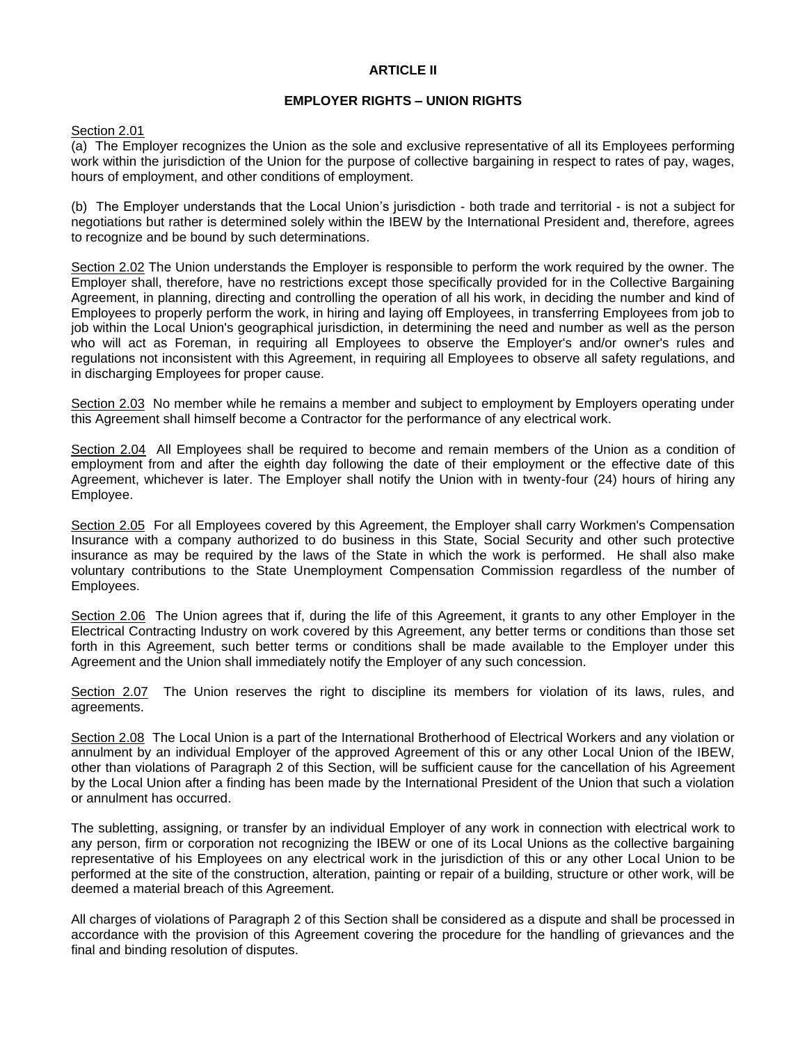## ARTICLE II

### EMPLOYER RIGHTS – UNION RIGHTS

Section 2.01

(a) The Employer recognizes the Union as the sole and exclusive representative of all its Employees performing work within the jurisdiction of the Union for the purpose of collective bargaining in respect to rates of pay, wages, hours of employment, and other conditions of employment.

(b) The Employer understands that the Local Union's jurisdiction - both trade and territorial - is not a subject for negotiations but rather is determined solely within the IBEW by the International President and, therefore, agrees to recognize and be bound by such determinations.

Section 2.02 The Union understands the Employer is responsible to perform the work required by the owner. The Employer shall, therefore, have no restrictions except those specifically provided for in the Collective Bargaining Agreement, in planning, directing and controlling the operation of all his work, in deciding the number and kind of Employees to properly perform the work, in hiring and laying off Employees, in transferring Employees from job to job within the Local Union's geographical jurisdiction, in determining the need and number as well as the person who will act as Foreman, in requiring all Employees to observe the Employer's and/or owner's rules and regulations not inconsistent with this Agreement, in requiring all Employees to observe all safety regulations, and in discharging Employees for proper cause.

Section 2.03 No member while he remains a member and subject to employment by Employers operating under this Agreement shall himself become a Contractor for the performance of any electrical work.

Section 2.04 All Employees shall be required to become and remain members of the Union as a condition of employment from and after the eighth day following the date of their employment or the effective date of this Agreement, whichever is later. The Employer shall notify the Union with in twenty-four (24) hours of hiring any Employee.

Section 2.05 For all Employees covered by this Agreement, the Employer shall carry Workmen's Compensation Insurance with a company authorized to do business in this State, Social Security and other such protective insurance as may be required by the laws of the State in which the work is performed. He shall also make voluntary contributions to the State Unemployment Compensation Commission regardless of the number of Employees.

Section 2.06 The Union agrees that if, during the life of this Agreement, it grants to any other Employer in the Electrical Contracting Industry on work covered by this Agreement, any better terms or conditions than those set forth in this Agreement, such better terms or conditions shall be made available to the Employer under this Agreement and the Union shall immediately notify the Employer of any such concession.

Section 2.07 The Union reserves the right to discipline its members for violation of its laws, rules, and agreements.

Section 2.08 The Local Union is a part of the International Brotherhood of Electrical Workers and any violation or annulment by an individual Employer of the approved Agreement of this or any other Local Union of the IBEW, other than violations of Paragraph 2 of this Section, will be sufficient cause for the cancellation of his Agreement by the Local Union after a finding has been made by the International President of the Union that such a violation or annulment has occurred.

The subletting, assigning, or transfer by an individual Employer of any work in connection with electrical work to any person, firm or corporation not recognizing the IBEW or one of its Local Unions as the collective bargaining representative of his Employees on any electrical work in the jurisdiction of this or any other Local Union to be performed at the site of the construction, alteration, painting or repair of a building, structure or other work, will be deemed a material breach of this Agreement.

All charges of violations of Paragraph 2 of this Section shall be considered as a dispute and shall be processed in accordance with the provision of this Agreement covering the procedure for the handling of grievances and the final and binding resolution of disputes.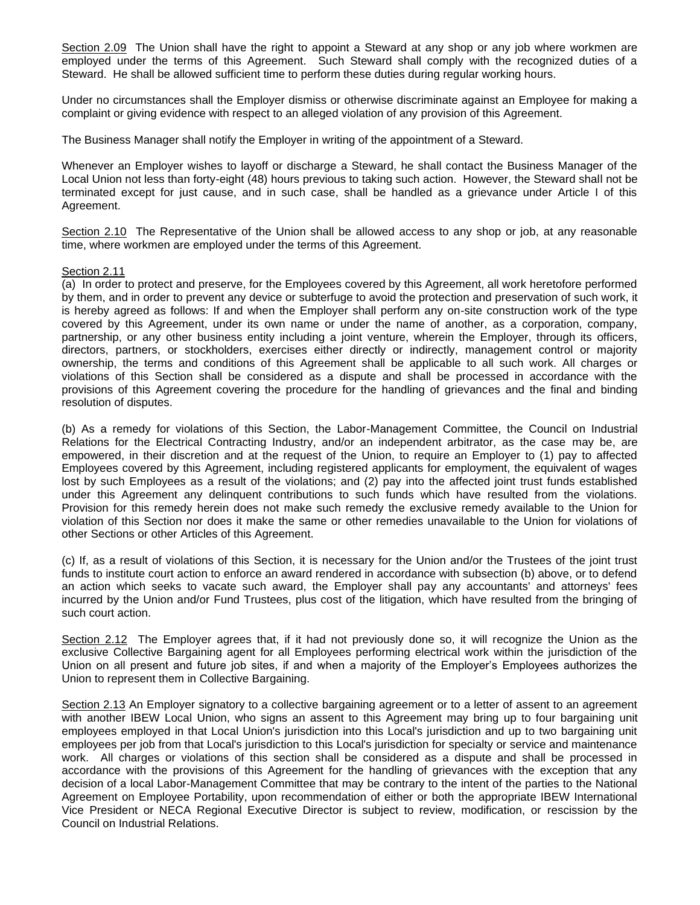Section 2.09 The Union shall have the right to appoint a Steward at any shop or any job where workmen are employed under the terms of this Agreement. Such Steward shall comply with the recognized duties of a Steward. He shall be allowed sufficient time to perform these duties during regular working hours.

Under no circumstances shall the Employer dismiss or otherwise discriminate against an Employee for making a complaint or giving evidence with respect to an alleged violation of any provision of this Agreement.

The Business Manager shall notify the Employer in writing of the appointment of a Steward.

Whenever an Employer wishes to layoff or discharge a Steward, he shall contact the Business Manager of the Local Union not less than forty-eight (48) hours previous to taking such action. However, the Steward shall not be terminated except for just cause, and in such case, shall be handled as a grievance under Article I of this Agreement.

Section 2.10 The Representative of the Union shall be allowed access to any shop or job, at any reasonable time, where workmen are employed under the terms of this Agreement.

Section 2.11

(a) In order to protect and preserve, for the Employees covered by this Agreement, all work heretofore performed by them, and in order to prevent any device or subterfuge to avoid the protection and preservation of such work, it is hereby agreed as follows: If and when the Employer shall perform any on-site construction work of the type covered by this Agreement, under its own name or under the name of another, as a corporation, company, partnership, or any other business entity including a joint venture, wherein the Employer, through its officers, directors, partners, or stockholders, exercises either directly or indirectly, management control or majority ownership, the terms and conditions of this Agreement shall be applicable to all such work. All charges or violations of this Section shall be considered as a dispute and shall be processed in accordance with the provisions of this Agreement covering the procedure for the handling of grievances and the final and binding resolution of disputes.

(b) As a remedy for violations of this Section, the Labor-Management Committee, the Council on Industrial Relations for the Electrical Contracting Industry, and/or an independent arbitrator, as the case may be, are empowered, in their discretion and at the request of the Union, to require an Employer to (1) pay to affected Employees covered by this Agreement, including registered applicants for employment, the equivalent of wages lost by such Employees as a result of the violations; and (2) pay into the affected joint trust funds established under this Agreement any delinquent contributions to such funds which have resulted from the violations. Provision for this remedy herein does not make such remedy the exclusive remedy available to the Union for violation of this Section nor does it make the same or other remedies unavailable to the Union for violations of other Sections or other Articles of this Agreement.

(c) If, as a result of violations of this Section, it is necessary for the Union and/or the Trustees of the joint trust funds to institute court action to enforce an award rendered in accordance with subsection (b) above, or to defend an action which seeks to vacate such award, the Employer shall pay any accountants' and attorneys' fees incurred by the Union and/or Fund Trustees, plus cost of the litigation, which have resulted from the bringing of such court action.

Section 2.12 The Employer agrees that, if it had not previously done so, it will recognize the Union as the exclusive Collective Bargaining agent for all Employees performing electrical work within the jurisdiction of the Union on all present and future job sites, if and when a majority of the Employer's Employees authorizes the Union to represent them in Collective Bargaining.

Section 2.13 An Employer signatory to a collective bargaining agreement or to a letter of assent to an agreement with another IBEW Local Union, who signs an assent to this Agreement may bring up to four bargaining unit employees employed in that Local Union's jurisdiction into this Local's jurisdiction and up to two bargaining unit employees per job from that Local's jurisdiction to this Local's jurisdiction for specialty or service and maintenance work. All charges or violations of this section shall be considered as a dispute and shall be processed in accordance with the provisions of this Agreement for the handling of grievances with the exception that any decision of a local Labor-Management Committee that may be contrary to the intent of the parties to the National Agreement on Employee Portability, upon recommendation of either or both the appropriate IBEW International Vice President or NECA Regional Executive Director is subject to review, modification, or rescission by the Council on Industrial Relations.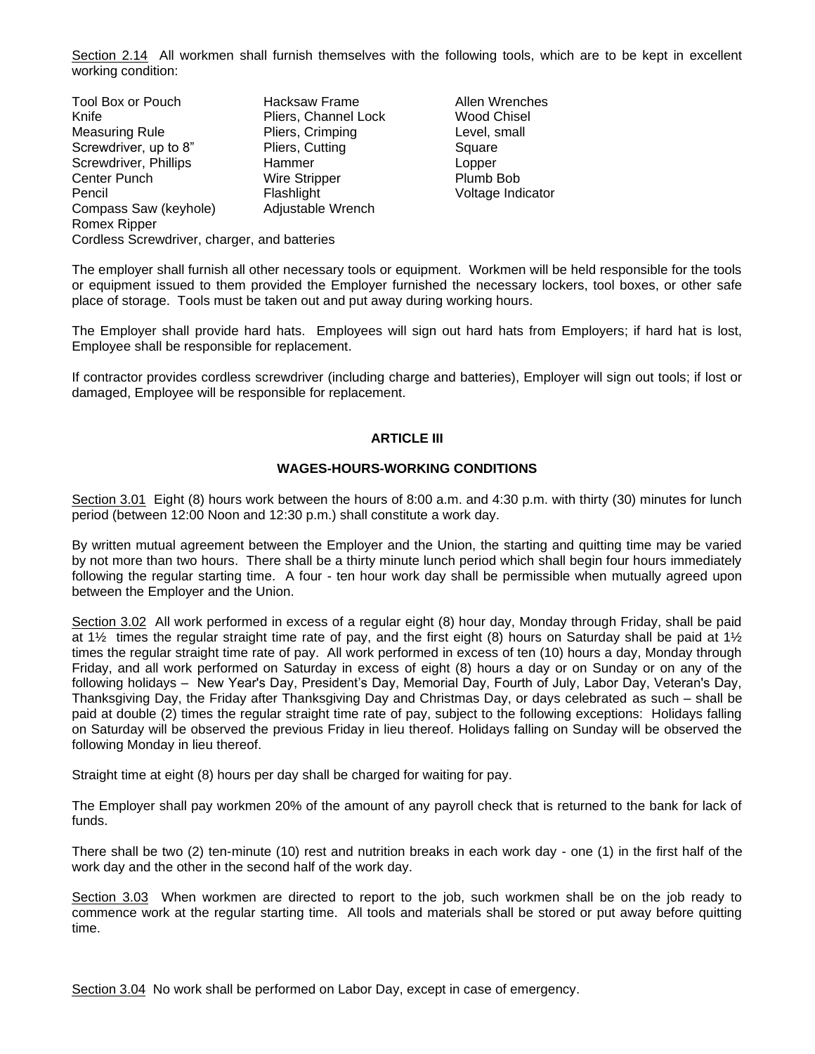Section 2.14 All workmen shall furnish themselves with the following tools, which are to be kept in excellent working condition:

| | | |
|---|---|---|
| Tool Box or Pouch | Hacksaw Frame | Allen Wrenches |
| Knife | Pliers, Channel Lock | Wood Chisel |
| Measuring Rule | Pliers, Crimping | Level, small |
| Screwdriver, up to 8” | Pliers, Cutting | Square |
| Screwdriver, Phillips | Hammer | Lopper |
| Center Punch | Wire Stripper | Plumb Bob |
| Pencil | Flashlight | Voltage Indicator |
| Compass Saw (keyhole) | Adjustable Wrench | |
| Romex Ripper | | |
| Cordless Screwdriver, charger, and batteries | | |

The employer shall furnish all other necessary tools or equipment. Workmen will be held responsible for the tools or equipment issued to them provided the Employer furnished the necessary lockers, tool boxes, or other safe place of storage. Tools must be taken out and put away during working hours.

The Employer shall provide hard hats. Employees will sign out hard hats from Employers; if hard hat is lost, Employee shall be responsible for replacement.

If contractor provides cordless screwdriver (including charge and batteries), Employer will sign out tools; if lost or damaged, Employee will be responsible for replacement.

## ARTICLE III

## WAGES-HOURS-WORKING CONDITIONS

Section 3.01 Eight (8) hours work between the hours of 8:00 a.m. and 4:30 p.m. with thirty (30) minutes for lunch period (between 12:00 Noon and 12:30 p.m.) shall constitute a work day.

By written mutual agreement between the Employer and the Union, the starting and quitting time may be varied by not more than two hours. There shall be a thirty minute lunch period which shall begin four hours immediately following the regular starting time. A four - ten hour work day shall be permissible when mutually agreed upon between the Employer and the Union.

Section 3.02 All work performed in excess of a regular eight (8) hour day, Monday through Friday, shall be paid at 1½ times the regular straight time rate of pay, and the first eight (8) hours on Saturday shall be paid at 1½ times the regular straight time rate of pay. All work performed in excess of ten (10) hours a day, Monday through Friday, and all work performed on Saturday in excess of eight (8) hours a day or on Sunday or on any of the following holidays – New Year's Day, President’s Day, Memorial Day, Fourth of July, Labor Day, Veteran's Day, Thanksgiving Day, the Friday after Thanksgiving Day and Christmas Day, or days celebrated as such – shall be paid at double (2) times the regular straight time rate of pay, subject to the following exceptions: Holidays falling on Saturday will be observed the previous Friday in lieu thereof. Holidays falling on Sunday will be observed the following Monday in lieu thereof.

Straight time at eight (8) hours per day shall be charged for waiting for pay.

The Employer shall pay workmen 20% of the amount of any payroll check that is returned to the bank for lack of funds.

There shall be two (2) ten-minute (10) rest and nutrition breaks in each work day - one (1) in the first half of the work day and the other in the second half of the work day.

Section 3.03 When workmen are directed to report to the job, such workmen shall be on the job ready to commence work at the regular starting time. All tools and materials shall be stored or put away before quitting time.

Section 3.04 No work shall be performed on Labor Day, except in case of emergency.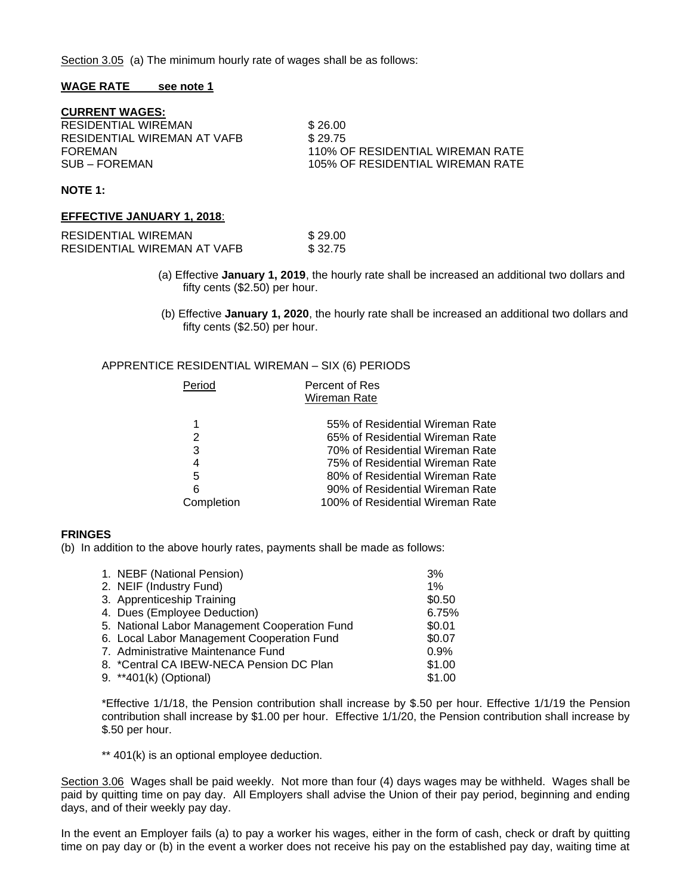<u>Section 3.05</u> (a) The minimum hourly rate of wages shall be as follows:

**<u>WAGE RATE see note 1</u>**

**<u>CURRENT WAGES:</u>**

| | |
|---|---|
| RESIDENTIAL WIREMAN | $ 26.00 |
| RESIDENTIAL WIREMAN AT VAFB | $ 29.75 |
| FOREMAN | 110% OF RESIDENTIAL WIREMAN RATE |
| SUB – FOREMAN | 105% OF RESIDENTIAL WIREMAN RATE |

**NOTE 1:**

**<u>EFFECTIVE JANUARY 1, 2018</u>**:

| | |
|---|---|
| RESIDENTIAL WIREMAN | $ 29.00 |
| RESIDENTIAL WIREMAN AT VAFB | $ 32.75 |

(a) Effective **January 1, 2019**, the hourly rate shall be increased an additional two dollars and fifty cents ($2.50) per hour.

(b) Effective **January 1, 2020**, the hourly rate shall be increased an additional two dollars and fifty cents ($2.50) per hour.

APPRENTICE RESIDENTIAL WIREMAN – SIX (6) PERIODS

| Period | Percent of Res Wireman Rate |
|---|---|
| 1 | 55% of Residential Wireman Rate |
| 2 | 65% of Residential Wireman Rate |
| 3 | 70% of Residential Wireman Rate |
| 4 | 75% of Residential Wireman Rate |
| 5 | 80% of Residential Wireman Rate |
| 6 | 90% of Residential Wireman Rate |
| Completion | 100% of Residential Wireman Rate |

**FRINGES**

(b) In addition to the above hourly rates, payments shall be made as follows:

| | |
|---|---|
| 1. NEBF (National Pension) | 3% |
| 2. NEIF (Industry Fund) | 1% |
| 3. Apprenticeship Training | $0.50 |
| 4. Dues (Employee Deduction) | 6.75% |
| 5. National Labor Management Cooperation Fund | $0.01 |
| 6. Local Labor Management Cooperation Fund | $0.07 |
| 7. Administrative Maintenance Fund | 0.9% |
| 8. *Central CA IBEW-NECA Pension DC Plan | $1.00 |
| 9. **401(k) (Optional) | $1.00 |

*Effective 1/1/18, the Pension contribution shall increase by $.50 per hour. Effective 1/1/19 the Pension contribution shall increase by $1.00 per hour. Effective 1/1/20, the Pension contribution shall increase by $.50 per hour.

** 401(k) is an optional employee deduction.

<u>Section 3.06</u> Wages shall be paid weekly. Not more than four (4) days wages may be withheld. Wages shall be paid by quitting time on pay day. All Employers shall advise the Union of their pay period, beginning and ending days, and of their weekly pay day.

In the event an Employer fails (a) to pay a worker his wages, either in the form of cash, check or draft by quitting time on pay day or (b) in the event a worker does not receive his pay on the established pay day, waiting time at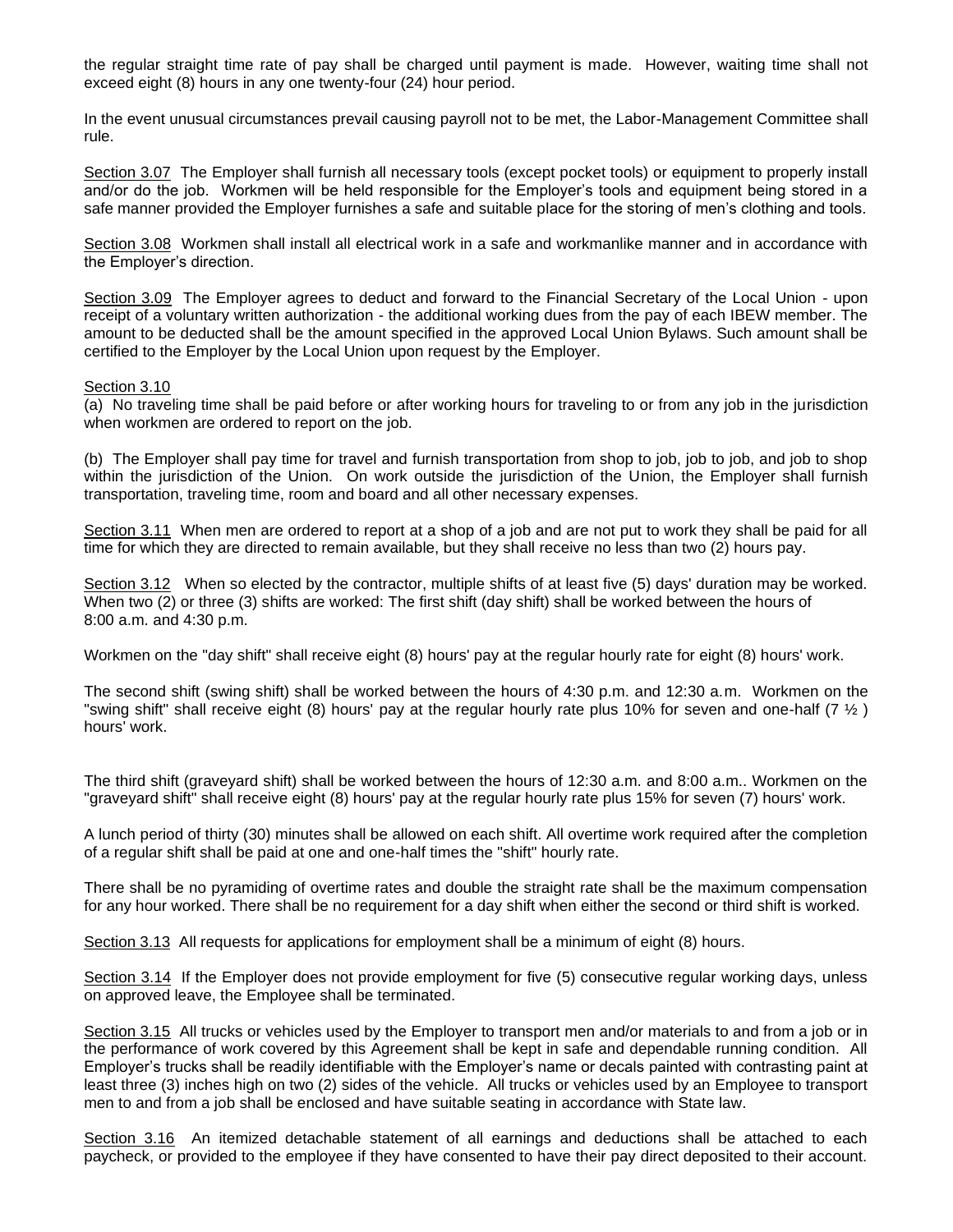the regular straight time rate of pay shall be charged until payment is made. However, waiting time shall not exceed eight (8) hours in any one twenty-four (24) hour period.

In the event unusual circumstances prevail causing payroll not to be met, the Labor-Management Committee shall rule.

<u>Section 3.07</u> The Employer shall furnish all necessary tools (except pocket tools) or equipment to properly install and/or do the job. Workmen will be held responsible for the Employer's tools and equipment being stored in a safe manner provided the Employer furnishes a safe and suitable place for the storing of men's clothing and tools.

<u>Section 3.08</u> Workmen shall install all electrical work in a safe and workmanlike manner and in accordance with the Employer's direction.

<u>Section 3.09</u> The Employer agrees to deduct and forward to the Financial Secretary of the Local Union - upon receipt of a voluntary written authorization - the additional working dues from the pay of each IBEW member. The amount to be deducted shall be the amount specified in the approved Local Union Bylaws. Such amount shall be certified to the Employer by the Local Union upon request by the Employer.

<u>Section 3.10</u>

(a) No traveling time shall be paid before or after working hours for traveling to or from any job in the jurisdiction when workmen are ordered to report on the job.

(b) The Employer shall pay time for travel and furnish transportation from shop to job, job to job, and job to shop within the jurisdiction of the Union. On work outside the jurisdiction of the Union, the Employer shall furnish transportation, traveling time, room and board and all other necessary expenses.

<u>Section 3.11</u> When men are ordered to report at a shop of a job and are not put to work they shall be paid for all time for which they are directed to remain available, but they shall receive no less than two (2) hours pay.

<u>Section 3.12</u> When so elected by the contractor, multiple shifts of at least five (5) days' duration may be worked. When two (2) or three (3) shifts are worked: The first shift (day shift) shall be worked between the hours of 8:00 a.m. and 4:30 p.m.

Workmen on the "day shift" shall receive eight (8) hours' pay at the regular hourly rate for eight (8) hours' work.

The second shift (swing shift) shall be worked between the hours of 4:30 p.m. and 12:30 a.m. Workmen on the "swing shift" shall receive eight (8) hours' pay at the regular hourly rate plus 10% for seven and one-half (7 ½ ) hours' work.

The third shift (graveyard shift) shall be worked between the hours of 12:30 a.m. and 8:00 a.m.. Workmen on the "graveyard shift" shall receive eight (8) hours' pay at the regular hourly rate plus 15% for seven (7) hours' work.

A lunch period of thirty (30) minutes shall be allowed on each shift. All overtime work required after the completion of a regular shift shall be paid at one and one-half times the "shift" hourly rate.

There shall be no pyramiding of overtime rates and double the straight rate shall be the maximum compensation for any hour worked. There shall be no requirement for a day shift when either the second or third shift is worked.

<u>Section 3.13</u> All requests for applications for employment shall be a minimum of eight (8) hours.

<u>Section 3.14</u> If the Employer does not provide employment for five (5) consecutive regular working days, unless on approved leave, the Employee shall be terminated.

<u>Section 3.15</u> All trucks or vehicles used by the Employer to transport men and/or materials to and from a job or in the performance of work covered by this Agreement shall be kept in safe and dependable running condition. All Employer's trucks shall be readily identifiable with the Employer's name or decals painted with contrasting paint at least three (3) inches high on two (2) sides of the vehicle. All trucks or vehicles used by an Employee to transport men to and from a job shall be enclosed and have suitable seating in accordance with State law.

<u>Section 3.16</u> An itemized detachable statement of all earnings and deductions shall be attached to each paycheck, or provided to the employee if they have consented to have their pay direct deposited to their account.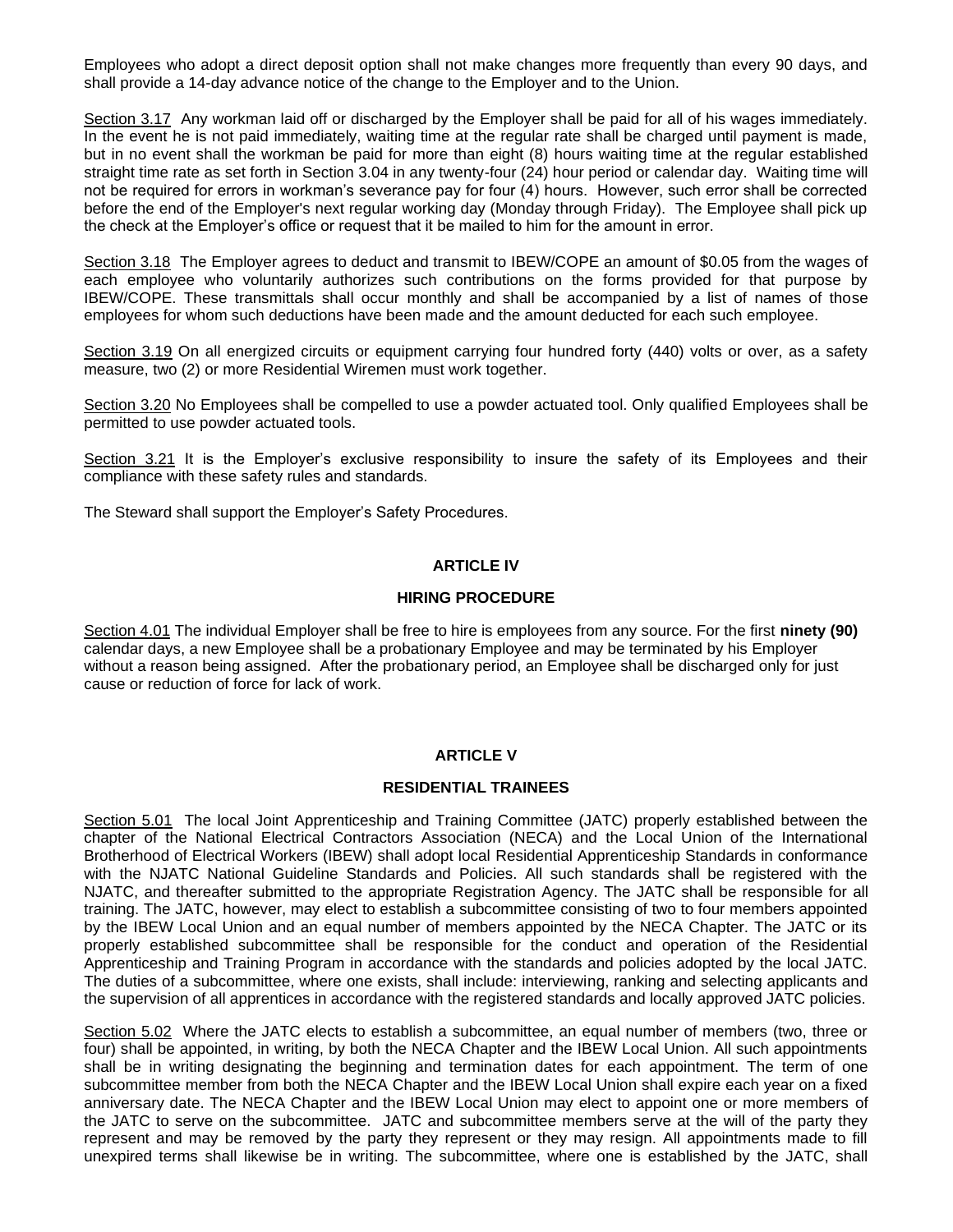Employees who adopt a direct deposit option shall not make changes more frequently than every 90 days, and shall provide a 14-day advance notice of the change to the Employer and to the Union.

Section 3.17 Any workman laid off or discharged by the Employer shall be paid for all of his wages immediately. In the event he is not paid immediately, waiting time at the regular rate shall be charged until payment is made, but in no event shall the workman be paid for more than eight (8) hours waiting time at the regular established straight time rate as set forth in Section 3.04 in any twenty-four (24) hour period or calendar day. Waiting time will not be required for errors in workman's severance pay for four (4) hours. However, such error shall be corrected before the end of the Employer's next regular working day (Monday through Friday). The Employee shall pick up the check at the Employer's office or request that it be mailed to him for the amount in error.

Section 3.18 The Employer agrees to deduct and transmit to IBEW/COPE an amount of $0.05 from the wages of each employee who voluntarily authorizes such contributions on the forms provided for that purpose by IBEW/COPE. These transmittals shall occur monthly and shall be accompanied by a list of names of those employees for whom such deductions have been made and the amount deducted for each such employee.

Section 3.19 On all energized circuits or equipment carrying four hundred forty (440) volts or over, as a safety measure, two (2) or more Residential Wiremen must work together.

Section 3.20 No Employees shall be compelled to use a powder actuated tool. Only qualified Employees shall be permitted to use powder actuated tools.

Section 3.21 It is the Employer's exclusive responsibility to insure the safety of its Employees and their compliance with these safety rules and standards.

The Steward shall support the Employer's Safety Procedures.

## ARTICLE IV

## HIRING PROCEDURE

Section 4.01 The individual Employer shall be free to hire is employees from any source. For the first **ninety (90)** calendar days, a new Employee shall be a probationary Employee and may be terminated by his Employer without a reason being assigned. After the probationary period, an Employee shall be discharged only for just cause or reduction of force for lack of work.

## ARTICLE V

## RESIDENTIAL TRAINEES

Section 5.01 The local Joint Apprenticeship and Training Committee (JATC) properly established between the chapter of the National Electrical Contractors Association (NECA) and the Local Union of the International Brotherhood of Electrical Workers (IBEW) shall adopt local Residential Apprenticeship Standards in conformance with the NJATC National Guideline Standards and Policies. All such standards shall be registered with the NJATC, and thereafter submitted to the appropriate Registration Agency. The JATC shall be responsible for all training. The JATC, however, may elect to establish a subcommittee consisting of two to four members appointed by the IBEW Local Union and an equal number of members appointed by the NECA Chapter. The JATC or its properly established subcommittee shall be responsible for the conduct and operation of the Residential Apprenticeship and Training Program in accordance with the standards and policies adopted by the local JATC. The duties of a subcommittee, where one exists, shall include: interviewing, ranking and selecting applicants and the supervision of all apprentices in accordance with the registered standards and locally approved JATC policies.

Section 5.02 Where the JATC elects to establish a subcommittee, an equal number of members (two, three or four) shall be appointed, in writing, by both the NECA Chapter and the IBEW Local Union. All such appointments shall be in writing designating the beginning and termination dates for each appointment. The term of one subcommittee member from both the NECA Chapter and the IBEW Local Union shall expire each year on a fixed anniversary date. The NECA Chapter and the IBEW Local Union may elect to appoint one or more members of the JATC to serve on the subcommittee. JATC and subcommittee members serve at the will of the party they represent and may be removed by the party they represent or they may resign. All appointments made to fill unexpired terms shall likewise be in writing. The subcommittee, where one is established by the JATC, shall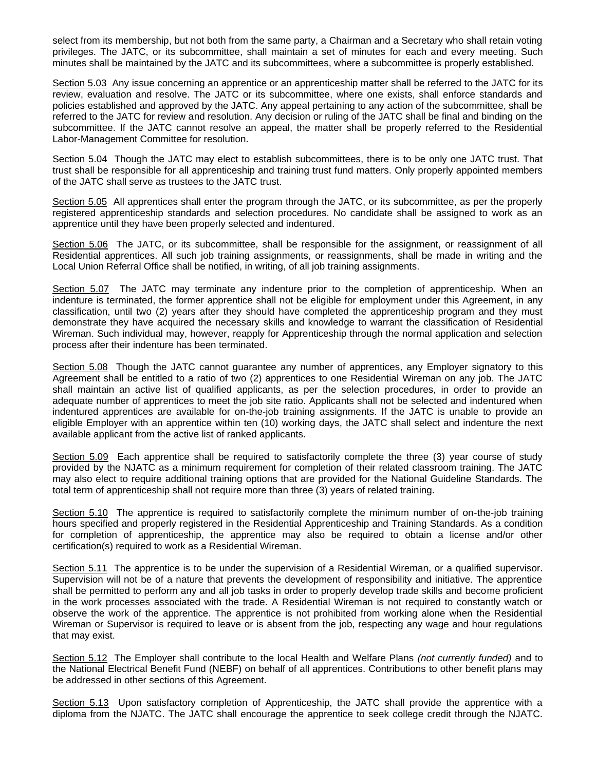select from its membership, but not both from the same party, a Chairman and a Secretary who shall retain voting privileges. The JATC, or its subcommittee, shall maintain a set of minutes for each and every meeting. Such minutes shall be maintained by the JATC and its subcommittees, where a subcommittee is properly established.

Section 5.03 Any issue concerning an apprentice or an apprenticeship matter shall be referred to the JATC for its review, evaluation and resolve. The JATC or its subcommittee, where one exists, shall enforce standards and policies established and approved by the JATC. Any appeal pertaining to any action of the subcommittee, shall be referred to the JATC for review and resolution. Any decision or ruling of the JATC shall be final and binding on the subcommittee. If the JATC cannot resolve an appeal, the matter shall be properly referred to the Residential Labor-Management Committee for resolution.

Section 5.04 Though the JATC may elect to establish subcommittees, there is to be only one JATC trust. That trust shall be responsible for all apprenticeship and training trust fund matters. Only properly appointed members of the JATC shall serve as trustees to the JATC trust.

Section 5.05 All apprentices shall enter the program through the JATC, or its subcommittee, as per the properly registered apprenticeship standards and selection procedures. No candidate shall be assigned to work as an apprentice until they have been properly selected and indentured.

Section 5.06 The JATC, or its subcommittee, shall be responsible for the assignment, or reassignment of all Residential apprentices. All such job training assignments, or reassignments, shall be made in writing and the Local Union Referral Office shall be notified, in writing, of all job training assignments.

Section 5.07 The JATC may terminate any indenture prior to the completion of apprenticeship. When an indenture is terminated, the former apprentice shall not be eligible for employment under this Agreement, in any classification, until two (2) years after they should have completed the apprenticeship program and they must demonstrate they have acquired the necessary skills and knowledge to warrant the classification of Residential Wireman. Such individual may, however, reapply for Apprenticeship through the normal application and selection process after their indenture has been terminated.

Section 5.08 Though the JATC cannot guarantee any number of apprentices, any Employer signatory to this Agreement shall be entitled to a ratio of two (2) apprentices to one Residential Wireman on any job. The JATC shall maintain an active list of qualified applicants, as per the selection procedures, in order to provide an adequate number of apprentices to meet the job site ratio. Applicants shall not be selected and indentured when indentured apprentices are available for on-the-job training assignments. If the JATC is unable to provide an eligible Employer with an apprentice within ten (10) working days, the JATC shall select and indenture the next available applicant from the active list of ranked applicants.

Section 5.09 Each apprentice shall be required to satisfactorily complete the three (3) year course of study provided by the NJATC as a minimum requirement for completion of their related classroom training. The JATC may also elect to require additional training options that are provided for the National Guideline Standards. The total term of apprenticeship shall not require more than three (3) years of related training.

Section 5.10 The apprentice is required to satisfactorily complete the minimum number of on-the-job training hours specified and properly registered in the Residential Apprenticeship and Training Standards. As a condition for completion of apprenticeship, the apprentice may also be required to obtain a license and/or other certification(s) required to work as a Residential Wireman.

Section 5.11 The apprentice is to be under the supervision of a Residential Wireman, or a qualified supervisor. Supervision will not be of a nature that prevents the development of responsibility and initiative. The apprentice shall be permitted to perform any and all job tasks in order to properly develop trade skills and become proficient in the work processes associated with the trade. A Residential Wireman is not required to constantly watch or observe the work of the apprentice. The apprentice is not prohibited from working alone when the Residential Wireman or Supervisor is required to leave or is absent from the job, respecting any wage and hour regulations that may exist.

Section 5.12 The Employer shall contribute to the local Health and Welfare Plans *(not currently funded)* and to the National Electrical Benefit Fund (NEBF) on behalf of all apprentices. Contributions to other benefit plans may be addressed in other sections of this Agreement.

Section 5.13 Upon satisfactory completion of Apprenticeship, the JATC shall provide the apprentice with a diploma from the NJATC. The JATC shall encourage the apprentice to seek college credit through the NJATC.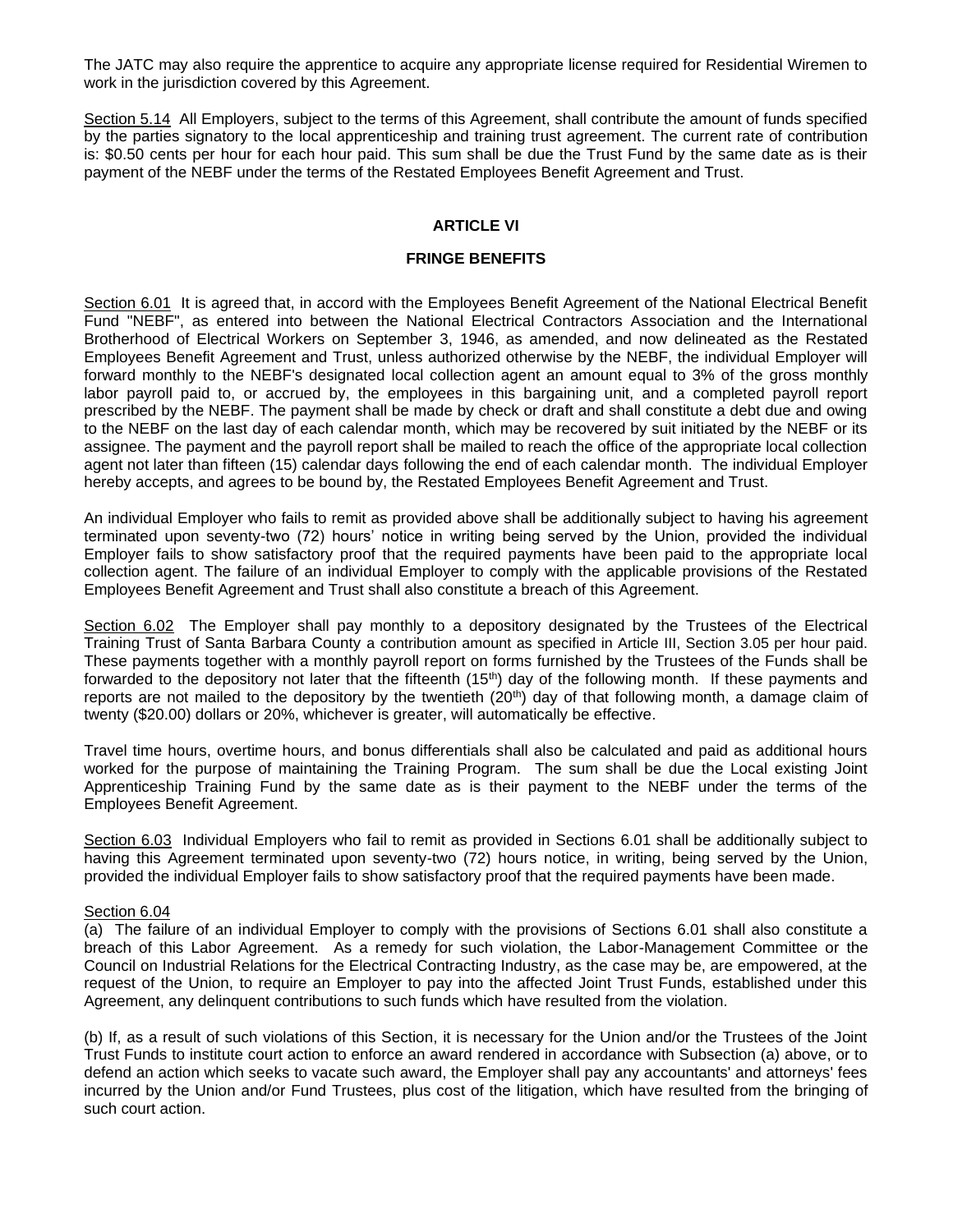The JATC may also require the apprentice to acquire any appropriate license required for Residential Wiremen to work in the jurisdiction covered by this Agreement.

Section 5.14 All Employers, subject to the terms of this Agreement, shall contribute the amount of funds specified by the parties signatory to the local apprenticeship and training trust agreement. The current rate of contribution is: $0.50 cents per hour for each hour paid. This sum shall be due the Trust Fund by the same date as is their payment of the NEBF under the terms of the Restated Employees Benefit Agreement and Trust.

## ARTICLE VI

## FRINGE BENEFITS

Section 6.01 It is agreed that, in accord with the Employees Benefit Agreement of the National Electrical Benefit Fund "NEBF", as entered into between the National Electrical Contractors Association and the International Brotherhood of Electrical Workers on September 3, 1946, as amended, and now delineated as the Restated Employees Benefit Agreement and Trust, unless authorized otherwise by the NEBF, the individual Employer will forward monthly to the NEBF's designated local collection agent an amount equal to 3% of the gross monthly labor payroll paid to, or accrued by, the employees in this bargaining unit, and a completed payroll report prescribed by the NEBF. The payment shall be made by check or draft and shall constitute a debt due and owing to the NEBF on the last day of each calendar month, which may be recovered by suit initiated by the NEBF or its assignee. The payment and the payroll report shall be mailed to reach the office of the appropriate local collection agent not later than fifteen (15) calendar days following the end of each calendar month. The individual Employer hereby accepts, and agrees to be bound by, the Restated Employees Benefit Agreement and Trust.

An individual Employer who fails to remit as provided above shall be additionally subject to having his agreement terminated upon seventy-two (72) hours' notice in writing being served by the Union, provided the individual Employer fails to show satisfactory proof that the required payments have been paid to the appropriate local collection agent. The failure of an individual Employer to comply with the applicable provisions of the Restated Employees Benefit Agreement and Trust shall also constitute a breach of this Agreement.

Section 6.02 The Employer shall pay monthly to a depository designated by the Trustees of the Electrical Training Trust of Santa Barbara County a contribution amount as specified in Article III, Section 3.05 per hour paid. These payments together with a monthly payroll report on forms furnished by the Trustees of the Funds shall be forwarded to the depository not later that the fifteenth (15th) day of the following month. If these payments and reports are not mailed to the depository by the twentieth (20th) day of that following month, a damage claim of twenty ($20.00) dollars or 20%, whichever is greater, will automatically be effective.

Travel time hours, overtime hours, and bonus differentials shall also be calculated and paid as additional hours worked for the purpose of maintaining the Training Program. The sum shall be due the Local existing Joint Apprenticeship Training Fund by the same date as is their payment to the NEBF under the terms of the Employees Benefit Agreement.

Section 6.03 Individual Employers who fail to remit as provided in Sections 6.01 shall be additionally subject to having this Agreement terminated upon seventy-two (72) hours notice, in writing, being served by the Union, provided the individual Employer fails to show satisfactory proof that the required payments have been made.

Section 6.04

(a) The failure of an individual Employer to comply with the provisions of Sections 6.01 shall also constitute a breach of this Labor Agreement. As a remedy for such violation, the Labor-Management Committee or the Council on Industrial Relations for the Electrical Contracting Industry, as the case may be, are empowered, at the request of the Union, to require an Employer to pay into the affected Joint Trust Funds, established under this Agreement, any delinquent contributions to such funds which have resulted from the violation.

(b) If, as a result of such violations of this Section, it is necessary for the Union and/or the Trustees of the Joint Trust Funds to institute court action to enforce an award rendered in accordance with Subsection (a) above, or to defend an action which seeks to vacate such award, the Employer shall pay any accountants' and attorneys' fees incurred by the Union and/or Fund Trustees, plus cost of the litigation, which have resulted from the bringing of such court action.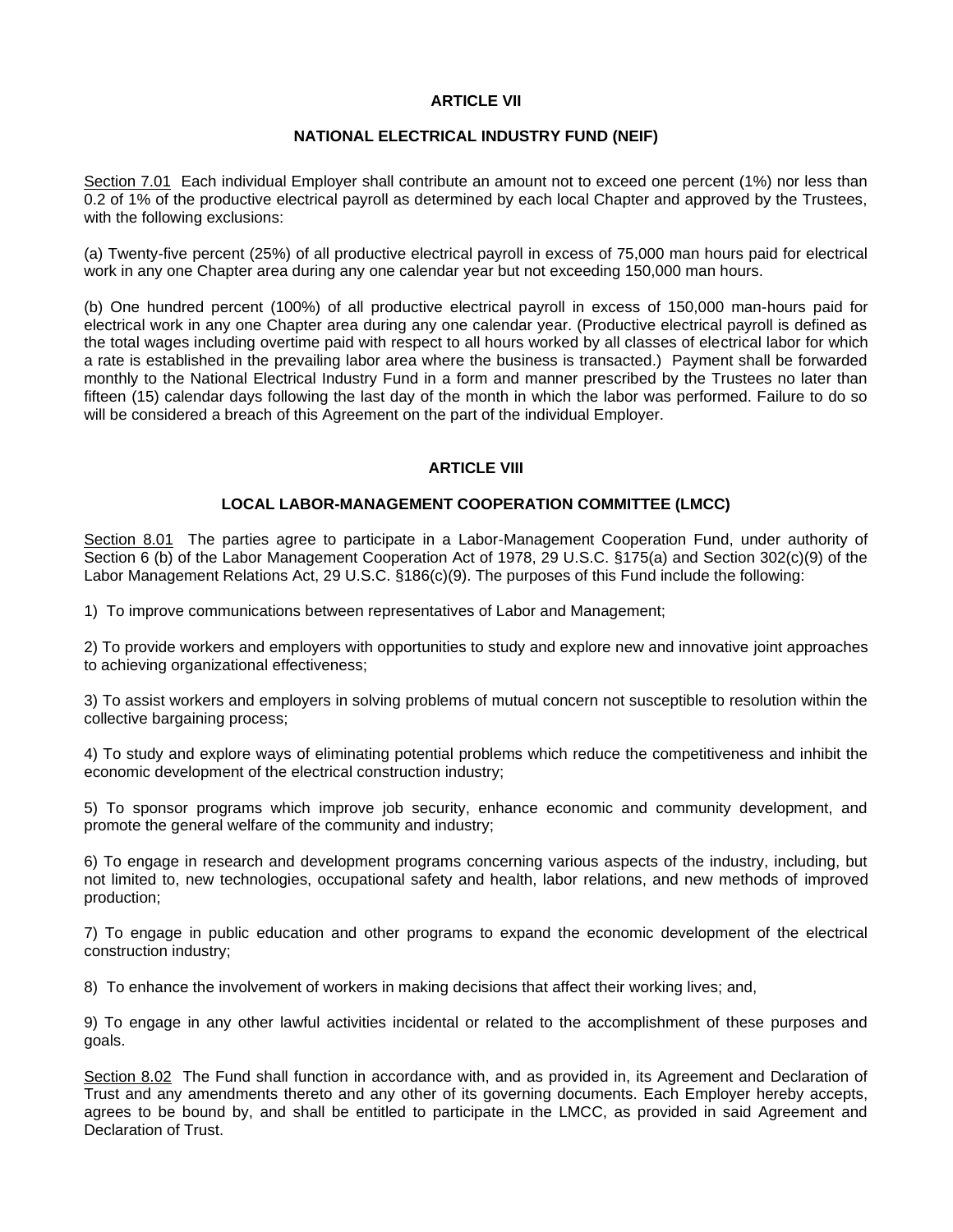## ARTICLE VII

## NATIONAL ELECTRICAL INDUSTRY FUND (NEIF)

<u>Section 7.01</u> Each individual Employer shall contribute an amount not to exceed one percent (1%) nor less than 0.2 of 1% of the productive electrical payroll as determined by each local Chapter and approved by the Trustees, with the following exclusions:

(a) Twenty-five percent (25%) of all productive electrical payroll in excess of 75,000 man hours paid for electrical work in any one Chapter area during any one calendar year but not exceeding 150,000 man hours.

(b) One hundred percent (100%) of all productive electrical payroll in excess of 150,000 man-hours paid for electrical work in any one Chapter area during any one calendar year. (Productive electrical payroll is defined as the total wages including overtime paid with respect to all hours worked by all classes of electrical labor for which a rate is established in the prevailing labor area where the business is transacted.) Payment shall be forwarded monthly to the National Electrical Industry Fund in a form and manner prescribed by the Trustees no later than fifteen (15) calendar days following the last day of the month in which the labor was performed. Failure to do so will be considered a breach of this Agreement on the part of the individual Employer.

## ARTICLE VIII

## LOCAL LABOR-MANAGEMENT COOPERATION COMMITTEE (LMCC)

<u>Section 8.01</u> The parties agree to participate in a Labor-Management Cooperation Fund, under authority of Section 6 (b) of the Labor Management Cooperation Act of 1978, 29 U.S.C. §175(a) and Section 302(c)(9) of the Labor Management Relations Act, 29 U.S.C. §186(c)(9). The purposes of this Fund include the following:

1) To improve communications between representatives of Labor and Management;

2) To provide workers and employers with opportunities to study and explore new and innovative joint approaches to achieving organizational effectiveness;

3) To assist workers and employers in solving problems of mutual concern not susceptible to resolution within the collective bargaining process;

4) To study and explore ways of eliminating potential problems which reduce the competitiveness and inhibit the economic development of the electrical construction industry;

5) To sponsor programs which improve job security, enhance economic and community development, and promote the general welfare of the community and industry;

6) To engage in research and development programs concerning various aspects of the industry, including, but not limited to, new technologies, occupational safety and health, labor relations, and new methods of improved production;

7) To engage in public education and other programs to expand the economic development of the electrical construction industry;

8) To enhance the involvement of workers in making decisions that affect their working lives; and,

9) To engage in any other lawful activities incidental or related to the accomplishment of these purposes and goals.

<u>Section 8.02</u> The Fund shall function in accordance with, and as provided in, its Agreement and Declaration of Trust and any amendments thereto and any other of its governing documents. Each Employer hereby accepts, agrees to be bound by, and shall be entitled to participate in the LMCC, as provided in said Agreement and Declaration of Trust.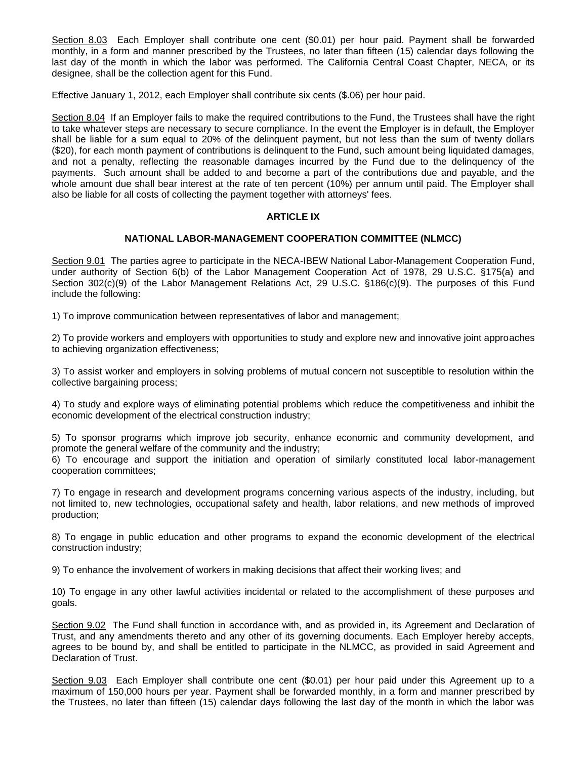Section 8.03  Each Employer shall contribute one cent ($0.01) per hour paid. Payment shall be forwarded monthly, in a form and manner prescribed by the Trustees, no later than fifteen (15) calendar days following the last day of the month in which the labor was performed. The California Central Coast Chapter, NECA, or its designee, shall be the collection agent for this Fund.

Effective January 1, 2012, each Employer shall contribute six cents ($.06) per hour paid.

Section 8.04  If an Employer fails to make the required contributions to the Fund, the Trustees shall have the right to take whatever steps are necessary to secure compliance. In the event the Employer is in default, the Employer shall be liable for a sum equal to 20% of the delinquent payment, but not less than the sum of twenty dollars ($20), for each month payment of contributions is delinquent to the Fund, such amount being liquidated damages, and not a penalty, reflecting the reasonable damages incurred by the Fund due to the delinquency of the payments. Such amount shall be added to and become a part of the contributions due and payable, and the whole amount due shall bear interest at the rate of ten percent (10%) per annum until paid. The Employer shall also be liable for all costs of collecting the payment together with attorneys' fees.

## ARTICLE IX

## NATIONAL LABOR-MANAGEMENT COOPERATION COMMITTEE (NLMCC)

Section 9.01  The parties agree to participate in the NECA-IBEW National Labor-Management Cooperation Fund, under authority of Section 6(b) of the Labor Management Cooperation Act of 1978, 29 U.S.C. §175(a) and Section 302(c)(9) of the Labor Management Relations Act, 29 U.S.C. §186(c)(9). The purposes of this Fund include the following:

1) To improve communication between representatives of labor and management;

2) To provide workers and employers with opportunities to study and explore new and innovative joint approaches to achieving organization effectiveness;

3) To assist worker and employers in solving problems of mutual concern not susceptible to resolution within the collective bargaining process;

4) To study and explore ways of eliminating potential problems which reduce the competitiveness and inhibit the economic development of the electrical construction industry;

5) To sponsor programs which improve job security, enhance economic and community development, and promote the general welfare of the community and the industry;

6) To encourage and support the initiation and operation of similarly constituted local labor-management cooperation committees;

7) To engage in research and development programs concerning various aspects of the industry, including, but not limited to, new technologies, occupational safety and health, labor relations, and new methods of improved production;

8) To engage in public education and other programs to expand the economic development of the electrical construction industry;

9) To enhance the involvement of workers in making decisions that affect their working lives; and

10) To engage in any other lawful activities incidental or related to the accomplishment of these purposes and goals.

Section 9.02  The Fund shall function in accordance with, and as provided in, its Agreement and Declaration of Trust, and any amendments thereto and any other of its governing documents. Each Employer hereby accepts, agrees to be bound by, and shall be entitled to participate in the NLMCC, as provided in said Agreement and Declaration of Trust.

Section 9.03  Each Employer shall contribute one cent ($0.01) per hour paid under this Agreement up to a maximum of 150,000 hours per year. Payment shall be forwarded monthly, in a form and manner prescribed by the Trustees, no later than fifteen (15) calendar days following the last day of the month in which the labor was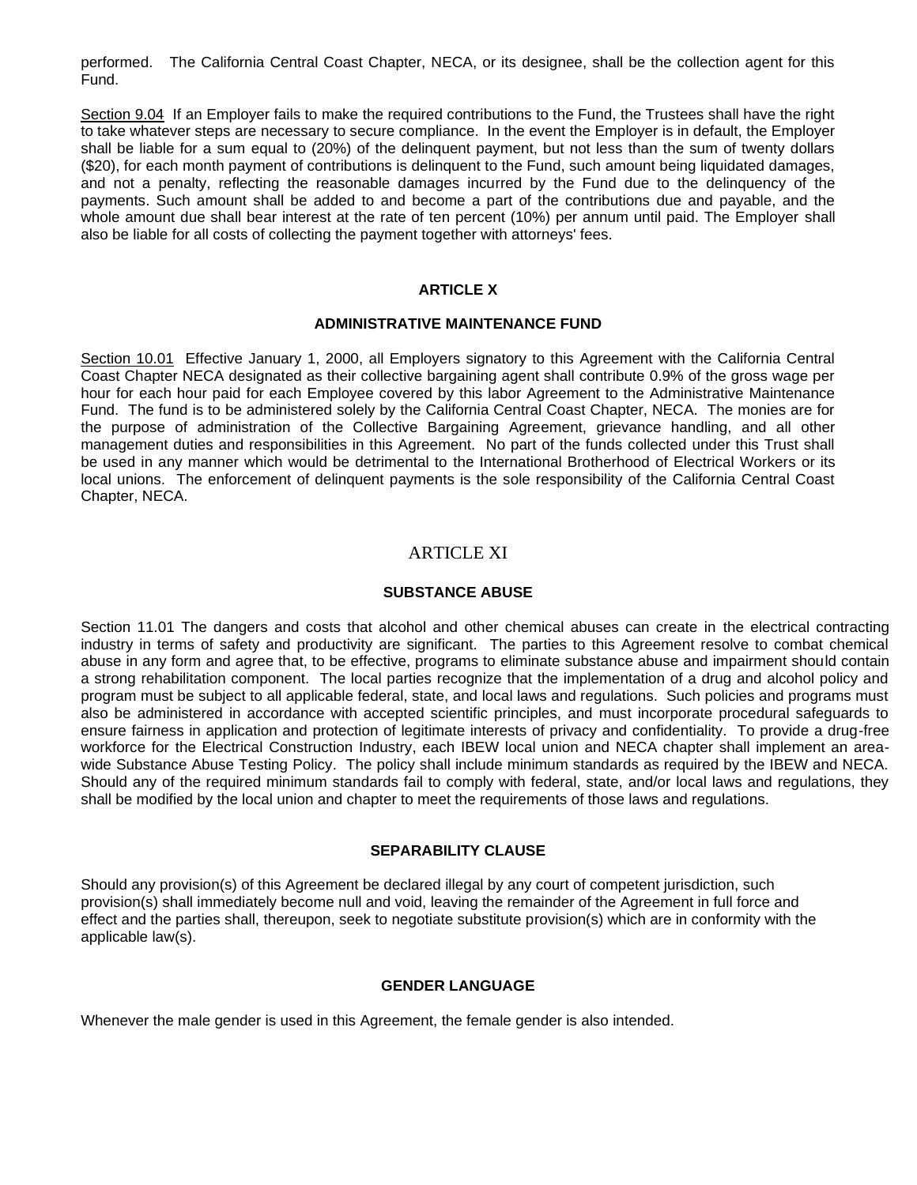performed. The California Central Coast Chapter, NECA, or its designee, shall be the collection agent for this Fund.

Section 9.04 If an Employer fails to make the required contributions to the Fund, the Trustees shall have the right to take whatever steps are necessary to secure compliance. In the event the Employer is in default, the Employer shall be liable for a sum equal to (20%) of the delinquent payment, but not less than the sum of twenty dollars ($20), for each month payment of contributions is delinquent to the Fund, such amount being liquidated damages, and not a penalty, reflecting the reasonable damages incurred by the Fund due to the delinquency of the payments. Such amount shall be added to and become a part of the contributions due and payable, and the whole amount due shall bear interest at the rate of ten percent (10%) per annum until paid. The Employer shall also be liable for all costs of collecting the payment together with attorneys' fees.

## ARTICLE X

### ADMINISTRATIVE MAINTENANCE FUND

Section 10.01 Effective January 1, 2000, all Employers signatory to this Agreement with the California Central Coast Chapter NECA designated as their collective bargaining agent shall contribute 0.9% of the gross wage per hour for each hour paid for each Employee covered by this labor Agreement to the Administrative Maintenance Fund. The fund is to be administered solely by the California Central Coast Chapter, NECA. The monies are for the purpose of administration of the Collective Bargaining Agreement, grievance handling, and all other management duties and responsibilities in this Agreement. No part of the funds collected under this Trust shall be used in any manner which would be detrimental to the International Brotherhood of Electrical Workers or its local unions. The enforcement of delinquent payments is the sole responsibility of the California Central Coast Chapter, NECA.

## ARTICLE XI

### SUBSTANCE ABUSE

Section 11.01 The dangers and costs that alcohol and other chemical abuses can create in the electrical contracting industry in terms of safety and productivity are significant. The parties to this Agreement resolve to combat chemical abuse in any form and agree that, to be effective, programs to eliminate substance abuse and impairment should contain a strong rehabilitation component. The local parties recognize that the implementation of a drug and alcohol policy and program must be subject to all applicable federal, state, and local laws and regulations. Such policies and programs must also be administered in accordance with accepted scientific principles, and must incorporate procedural safeguards to ensure fairness in application and protection of legitimate interests of privacy and confidentiality. To provide a drug-free workforce for the Electrical Construction Industry, each IBEW local union and NECA chapter shall implement an area-wide Substance Abuse Testing Policy. The policy shall include minimum standards as required by the IBEW and NECA. Should any of the required minimum standards fail to comply with federal, state, and/or local laws and regulations, they shall be modified by the local union and chapter to meet the requirements of those laws and regulations.

### SEPARABILITY CLAUSE

Should any provision(s) of this Agreement be declared illegal by any court of competent jurisdiction, such provision(s) shall immediately become null and void, leaving the remainder of the Agreement in full force and effect and the parties shall, thereupon, seek to negotiate substitute provision(s) which are in conformity with the applicable law(s).

### GENDER LANGUAGE

Whenever the male gender is used in this Agreement, the female gender is also intended.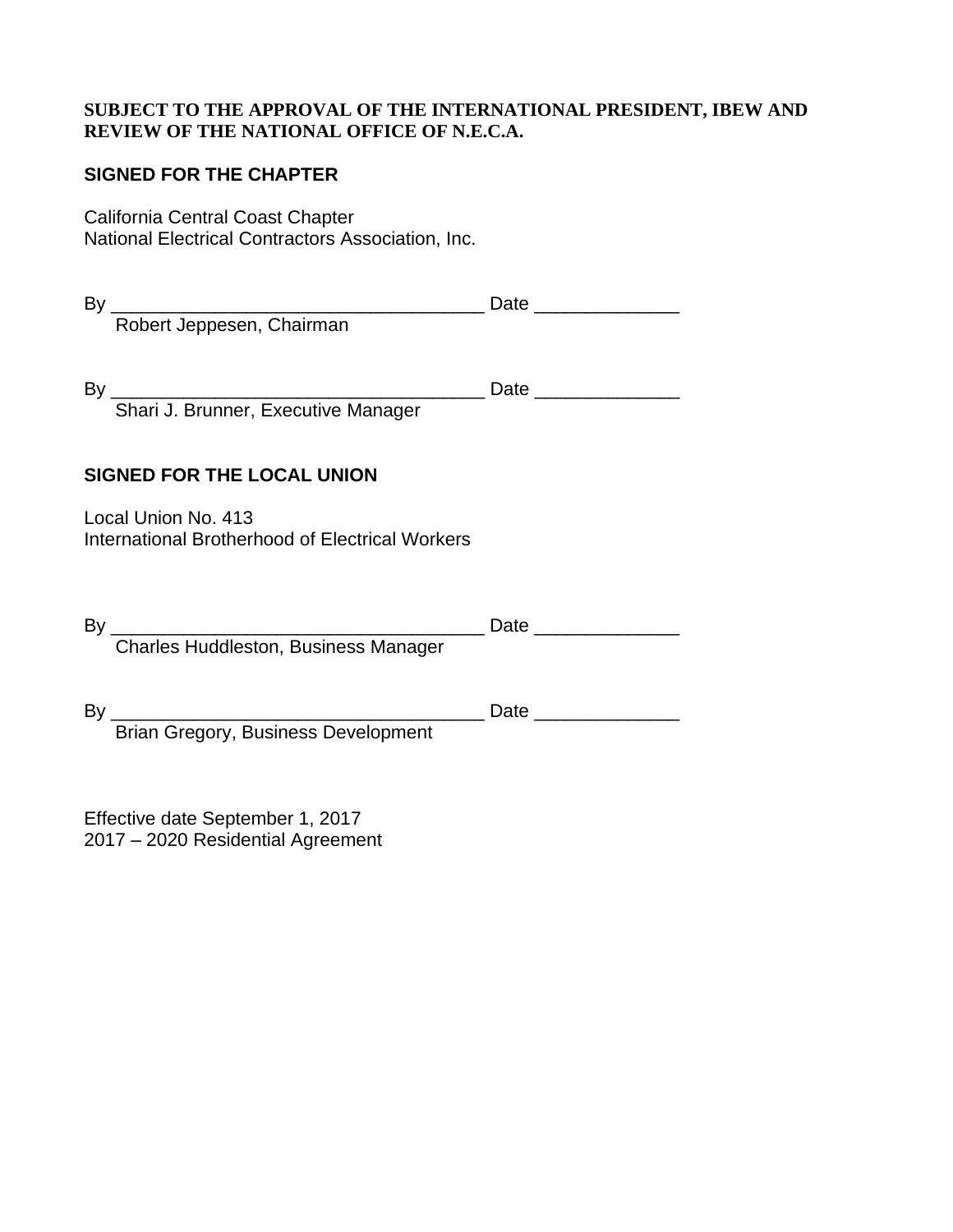**SUBJECT TO THE APPROVAL OF THE INTERNATIONAL PRESIDENT, IBEW AND REVIEW OF THE NATIONAL OFFICE OF N.E.C.A.**

**SIGNED FOR THE CHAPTER**

California Central Coast Chapter
National Electrical Contractors Association, Inc.

By ____________________________________ Date _____________
Robert Jeppesen, Chairman

By ____________________________________ Date _____________
Shari J. Brunner, Executive Manager

**SIGNED FOR THE LOCAL UNION**

Local Union No. 413
International Brotherhood of Electrical Workers

By ____________________________________ Date _____________
Charles Huddleston, Business Manager

By ____________________________________ Date _____________
Brian Gregory, Business Development

Effective date September 1, 2017
2017 – 2020 Residential Agreement